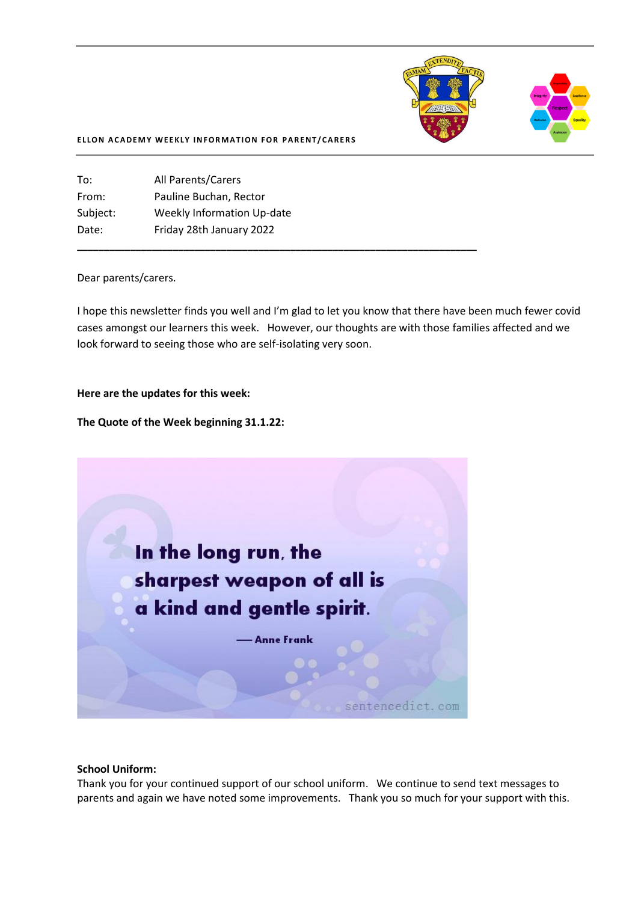**ELLON ACADEMY WEEKLY INFORMATION FOR PARENT/CARERS**

To: All Parents/Carers
From: Pauline Buchan, Rector
Subject: Weekly Information Up-date
Date: Friday 28th January 2022

---

Dear parents/carers.

I hope this newsletter finds you well and I'm glad to let you know that there have been much fewer covid cases amongst our learners this week. However, our thoughts are with those families affected and we look forward to seeing those who are self-isolating very soon.

**Here are the updates for this week:**

**The Quote of the Week beginning 31.1.22:**

In the long run, the sharpest weapon of all is a kind and gentle spirit.

— Anne Frank

sentencedict.com

**School Uniform:**
Thank you for your continued support of our school uniform. We continue to send text messages to parents and again we have noted some improvements. Thank you so much for your support with this.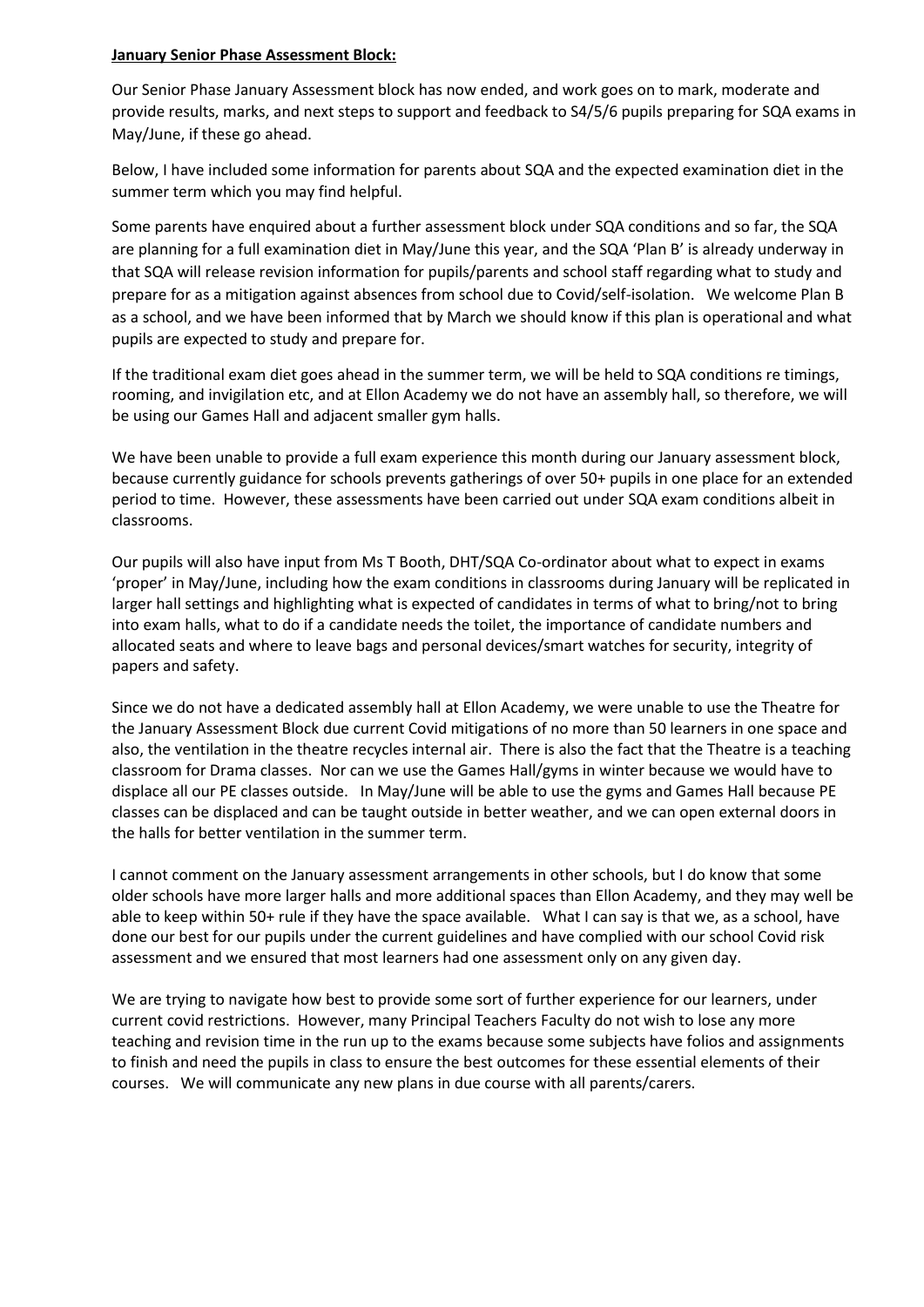**January Senior Phase Assessment Block:**

Our Senior Phase January Assessment block has now ended, and work goes on to mark, moderate and provide results, marks, and next steps to support and feedback to S4/5/6 pupils preparing for SQA exams in May/June, if these go ahead.

Below, I have included some information for parents about SQA and the expected examination diet in the summer term which you may find helpful.

Some parents have enquired about a further assessment block under SQA conditions and so far, the SQA are planning for a full examination diet in May/June this year, and the SQA 'Plan B' is already underway in that SQA will release revision information for pupils/parents and school staff regarding what to study and prepare for as a mitigation against absences from school due to Covid/self-isolation. We welcome Plan B as a school, and we have been informed that by March we should know if this plan is operational and what pupils are expected to study and prepare for.

If the traditional exam diet goes ahead in the summer term, we will be held to SQA conditions re timings, rooming, and invigilation etc, and at Ellon Academy we do not have an assembly hall, so therefore, we will be using our Games Hall and adjacent smaller gym halls.

We have been unable to provide a full exam experience this month during our January assessment block, because currently guidance for schools prevents gatherings of over 50+ pupils in one place for an extended period to time. However, these assessments have been carried out under SQA exam conditions albeit in classrooms.

Our pupils will also have input from Ms T Booth, DHT/SQA Co-ordinator about what to expect in exams 'proper' in May/June, including how the exam conditions in classrooms during January will be replicated in larger hall settings and highlighting what is expected of candidates in terms of what to bring/not to bring into exam halls, what to do if a candidate needs the toilet, the importance of candidate numbers and allocated seats and where to leave bags and personal devices/smart watches for security, integrity of papers and safety.

Since we do not have a dedicated assembly hall at Ellon Academy, we were unable to use the Theatre for the January Assessment Block due current Covid mitigations of no more than 50 learners in one space and also, the ventilation in the theatre recycles internal air. There is also the fact that the Theatre is a teaching classroom for Drama classes. Nor can we use the Games Hall/gyms in winter because we would have to displace all our PE classes outside. In May/June will be able to use the gyms and Games Hall because PE classes can be displaced and can be taught outside in better weather, and we can open external doors in the halls for better ventilation in the summer term.

I cannot comment on the January assessment arrangements in other schools, but I do know that some older schools have more larger halls and more additional spaces than Ellon Academy, and they may well be able to keep within 50+ rule if they have the space available. What I can say is that we, as a school, have done our best for our pupils under the current guidelines and have complied with our school Covid risk assessment and we ensured that most learners had one assessment only on any given day.

We are trying to navigate how best to provide some sort of further experience for our learners, under current covid restrictions. However, many Principal Teachers Faculty do not wish to lose any more teaching and revision time in the run up to the exams because some subjects have folios and assignments to finish and need the pupils in class to ensure the best outcomes for these essential elements of their courses. We will communicate any new plans in due course with all parents/carers.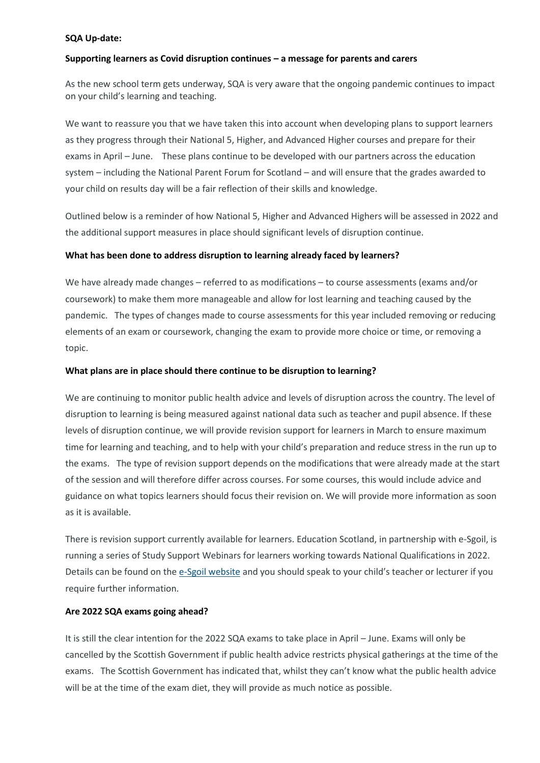**SQA Up-date:**

**Supporting learners as Covid disruption continues – a message for parents and carers**

As the new school term gets underway, SQA is very aware that the ongoing pandemic continues to impact on your child's learning and teaching.

We want to reassure you that we have taken this into account when developing plans to support learners as they progress through their National 5, Higher, and Advanced Higher courses and prepare for their exams in April – June. These plans continue to be developed with our partners across the education system – including the National Parent Forum for Scotland – and will ensure that the grades awarded to your child on results day will be a fair reflection of their skills and knowledge.

Outlined below is a reminder of how National 5, Higher and Advanced Highers will be assessed in 2022 and the additional support measures in place should significant levels of disruption continue.

**What has been done to address disruption to learning already faced by learners?**

We have already made changes – referred to as modifications – to course assessments (exams and/or coursework) to make them more manageable and allow for lost learning and teaching caused by the pandemic. The types of changes made to course assessments for this year included removing or reducing elements of an exam or coursework, changing the exam to provide more choice or time, or removing a topic.

**What plans are in place should there continue to be disruption to learning?**

We are continuing to monitor public health advice and levels of disruption across the country. The level of disruption to learning is being measured against national data such as teacher and pupil absence. If these levels of disruption continue, we will provide revision support for learners in March to ensure maximum time for learning and teaching, and to help with your child's preparation and reduce stress in the run up to the exams. The type of revision support depends on the modifications that were already made at the start of the session and will therefore differ across courses. For some courses, this would include advice and guidance on what topics learners should focus their revision on. We will provide more information as soon as it is available.

There is revision support currently available for learners. Education Scotland, in partnership with e-Sgoil, is running a series of Study Support Webinars for learners working towards National Qualifications in 2022. Details can be found on the e-Sgoil website and you should speak to your child's teacher or lecturer if you require further information.

**Are 2022 SQA exams going ahead?**

It is still the clear intention for the 2022 SQA exams to take place in April – June. Exams will only be cancelled by the Scottish Government if public health advice restricts physical gatherings at the time of the exams. The Scottish Government has indicated that, whilst they can't know what the public health advice will be at the time of the exam diet, they will provide as much notice as possible.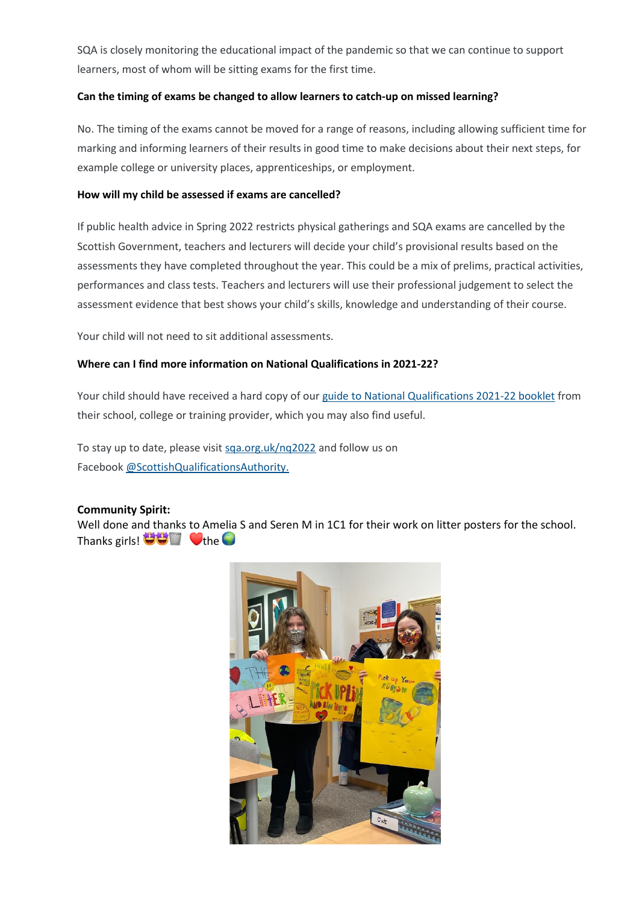SQA is closely monitoring the educational impact of the pandemic so that we can continue to support learners, most of whom will be sitting exams for the first time.

**Can the timing of exams be changed to allow learners to catch-up on missed learning?**

No. The timing of the exams cannot be moved for a range of reasons, including allowing sufficient time for marking and informing learners of their results in good time to make decisions about their next steps, for example college or university places, apprenticeships, or employment.

**How will my child be assessed if exams are cancelled?**

If public health advice in Spring 2022 restricts physical gatherings and SQA exams are cancelled by the Scottish Government, teachers and lecturers will decide your child's provisional results based on the assessments they have completed throughout the year. This could be a mix of prelims, practical activities, performances and class tests. Teachers and lecturers will use their professional judgement to select the assessment evidence that best shows your child's skills, knowledge and understanding of their course.

Your child will not need to sit additional assessments.

**Where can I find more information on National Qualifications in 2021-22?**

Your child should have received a hard copy of our guide to National Qualifications 2021-22 booklet from their school, college or training provider, which you may also find useful.

To stay up to date, please visit sqa.org.uk/nq2022 and follow us on Facebook @ScottishQualificationsAuthority.

**Community Spirit:**
Well done and thanks to Amelia S and Seren M in 1C1 for their work on litter posters for the school. Thanks girls! 🤩🤩🗑️ ❤️the 🌍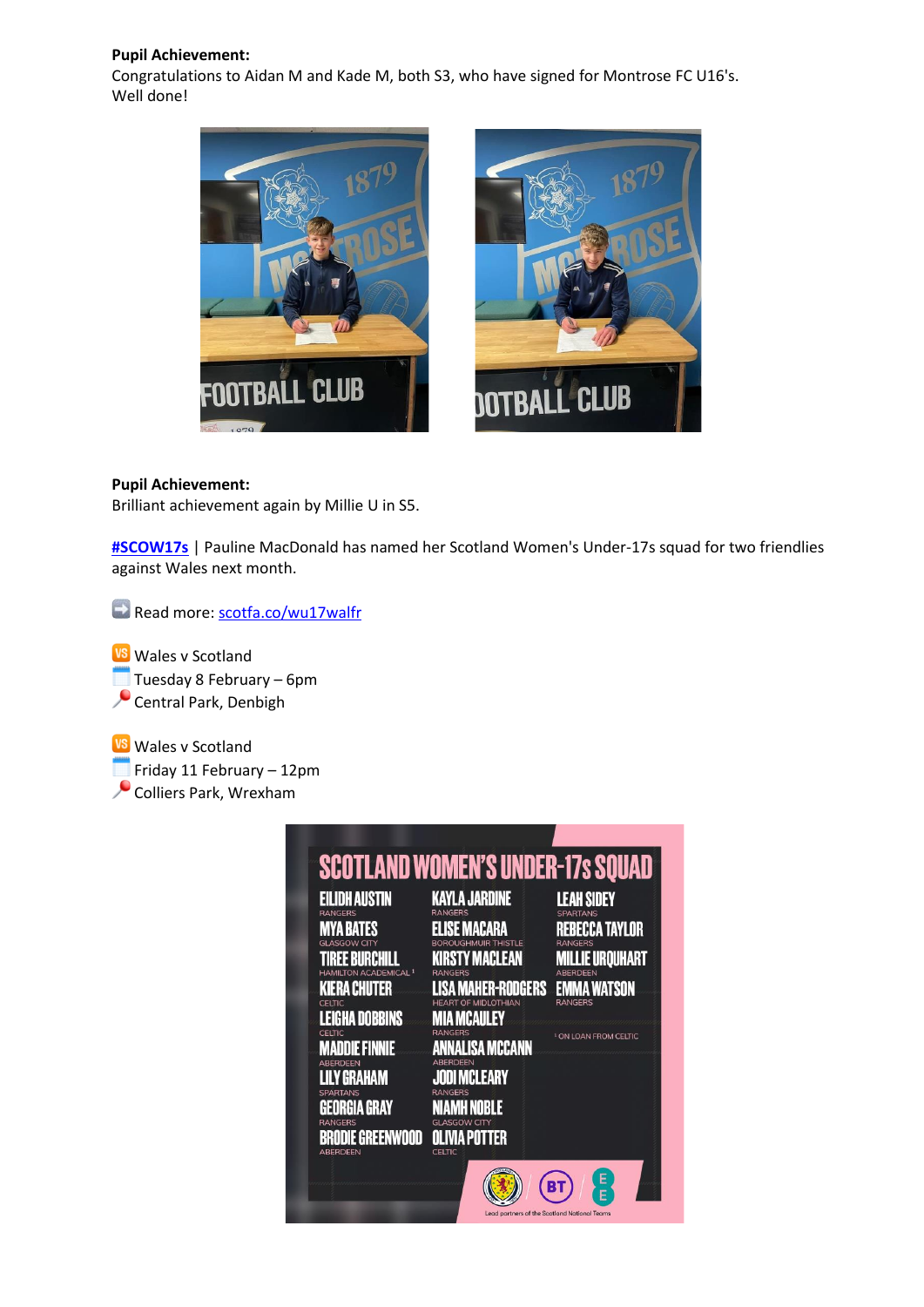**Pupil Achievement:**
Congratulations to Aidan M and Kade M, both S3, who have signed for Montrose FC U16's.
Well done!

**Pupil Achievement:**
Brilliant achievement again by Millie U in S5.

**#SCOW17s** | Pauline MacDonald has named her Scotland Women's Under-17s squad for two friendlies against Wales next month.

➡️ Read more: scotfa.co/wu17walfr

🆚 Wales v Scotland
📅 Tuesday 8 February – 6pm
📍 Central Park, Denbigh

🆚 Wales v Scotland
📅 Friday 11 February – 12pm
📍 Colliers Park, Wrexham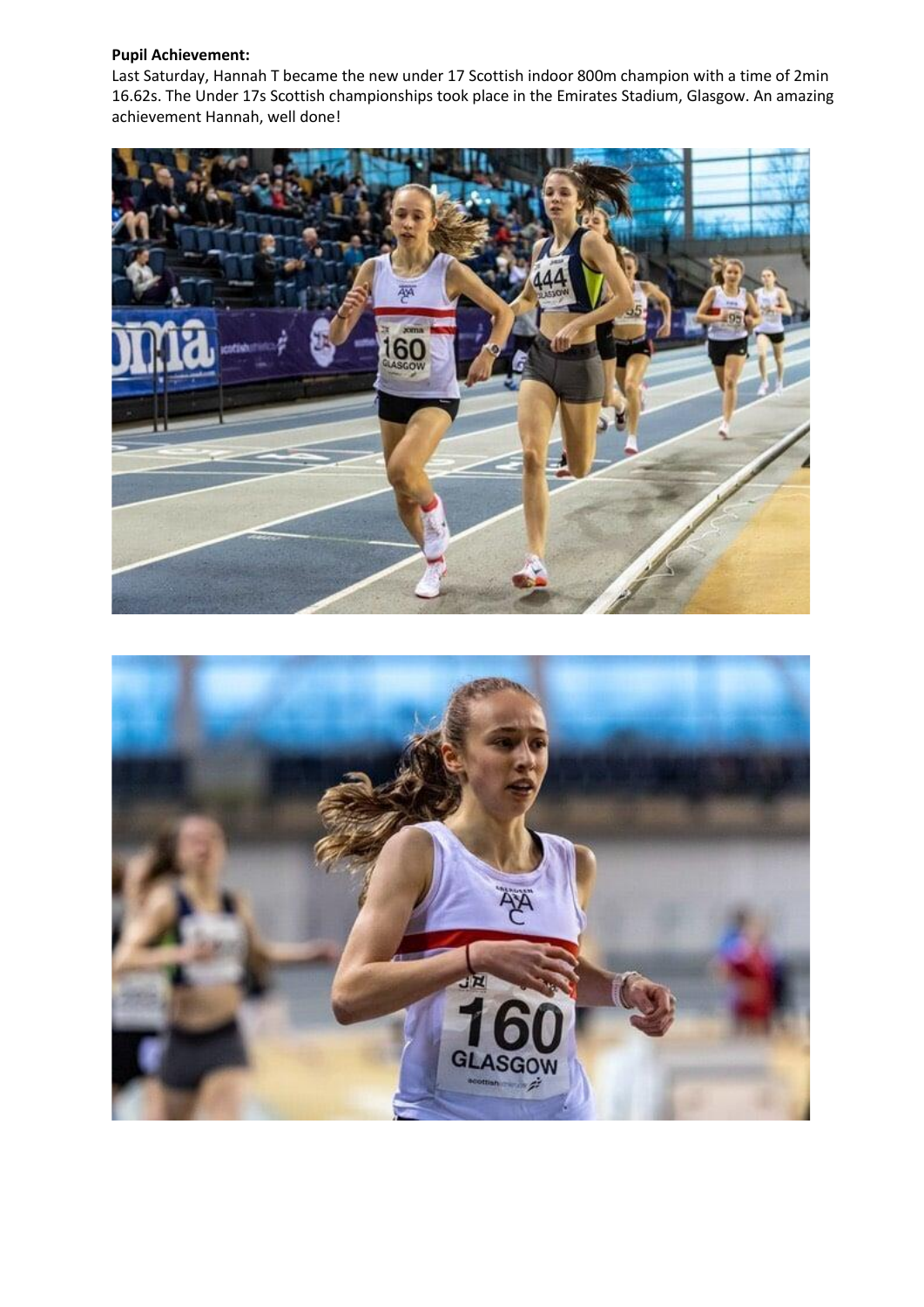**Pupil Achievement:**

Last Saturday, Hannah T became the new under 17 Scottish indoor 800m champion with a time of 2min 16.62s. The Under 17s Scottish championships took place in the Emirates Stadium, Glasgow. An amazing achievement Hannah, well done!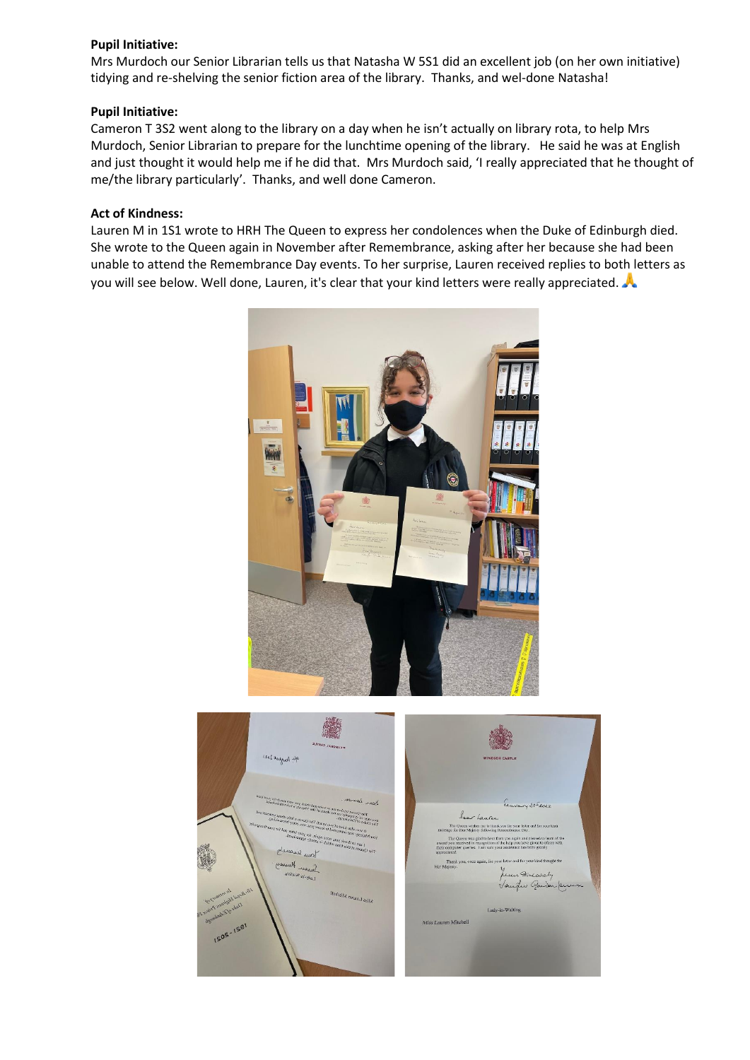**Pupil Initiative:**

Mrs Murdoch our Senior Librarian tells us that Natasha W 5S1 did an excellent job (on her own initiative) tidying and re-shelving the senior fiction area of the library. Thanks, and wel-done Natasha!

**Pupil Initiative:**

Cameron T 3S2 went along to the library on a day when he isn't actually on library rota, to help Mrs Murdoch, Senior Librarian to prepare for the lunchtime opening of the library. He said he was at English and just thought it would help me if he did that. Mrs Murdoch said, 'I really appreciated that he thought of me/the library particularly'. Thanks, and well done Cameron.

**Act of Kindness:**

Lauren M in 1S1 wrote to HRH The Queen to express her condolences when the Duke of Edinburgh died. She wrote to the Queen again in November after Remembrance, asking after her because she had been unable to attend the Remembrance Day events. To her surprise, Lauren received replies to both letters as you will see below. Well done, Lauren, it's clear that your kind letters were really appreciated. 🙏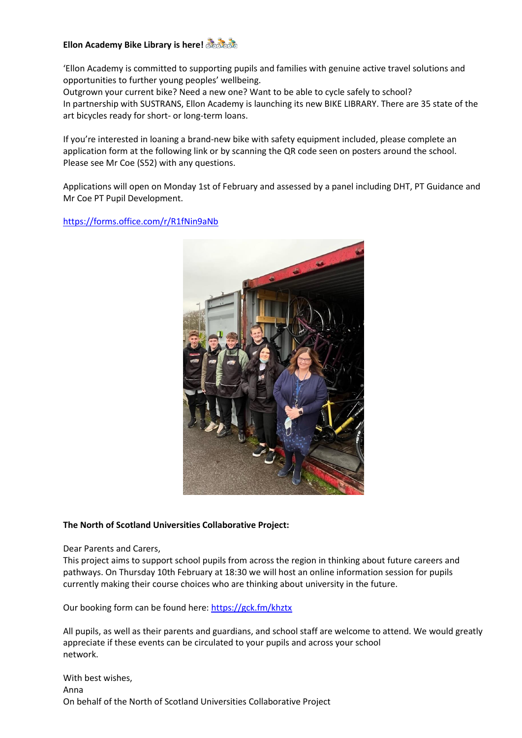**Ellon Academy Bike Library is here!** 🚴🚴🚴

'Ellon Academy is committed to supporting pupils and families with genuine active travel solutions and opportunities to further young peoples' wellbeing.
Outgrown your current bike? Need a new one? Want to be able to cycle safely to school?
In partnership with SUSTRANS, Ellon Academy is launching its new BIKE LIBRARY. There are 35 state of the art bicycles ready for short- or long-term loans.

If you're interested in loaning a brand-new bike with safety equipment included, please complete an application form at the following link or by scanning the QR code seen on posters around the school. Please see Mr Coe (S52) with any questions.

Applications will open on Monday 1st of February and assessed by a panel including DHT, PT Guidance and Mr Coe PT Pupil Development.

https://forms.office.com/r/R1fNin9aNb

**The North of Scotland Universities Collaborative Project:**

Dear Parents and Carers,
This project aims to support school pupils from across the region in thinking about future careers and pathways. On Thursday 10th February at 18:30 we will host an online information session for pupils currently making their course choices who are thinking about university in the future.

Our booking form can be found here: https://gck.fm/khztx

All pupils, as well as their parents and guardians, and school staff are welcome to attend. We would greatly appreciate if these events can be circulated to your pupils and across your school network.

With best wishes,
Anna
On behalf of the North of Scotland Universities Collaborative Project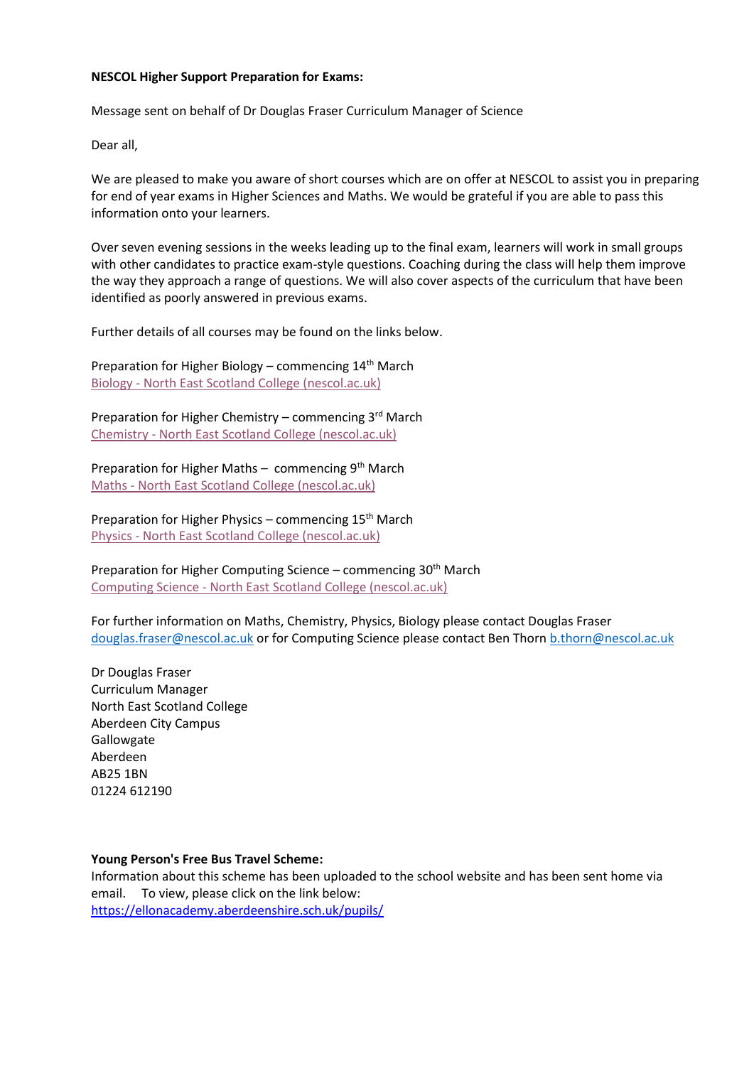**NESCOL Higher Support Preparation for Exams:**

Message sent on behalf of Dr Douglas Fraser Curriculum Manager of Science

Dear all,

We are pleased to make you aware of short courses which are on offer at NESCOL to assist you in preparing for end of year exams in Higher Sciences and Maths. We would be grateful if you are able to pass this information onto your learners.

Over seven evening sessions in the weeks leading up to the final exam, learners will work in small groups with other candidates to practice exam-style questions. Coaching during the class will help them improve the way they approach a range of questions. We will also cover aspects of the curriculum that have been identified as poorly answered in previous exams.

Further details of all courses may be found on the links below.

Preparation for Higher Biology – commencing 14th March
Biology - North East Scotland College (nescol.ac.uk)

Preparation for Higher Chemistry – commencing 3rd March
Chemistry - North East Scotland College (nescol.ac.uk)

Preparation for Higher Maths – commencing 9th March
Maths - North East Scotland College (nescol.ac.uk)

Preparation for Higher Physics – commencing 15th March
Physics - North East Scotland College (nescol.ac.uk)

Preparation for Higher Computing Science – commencing 30th March
Computing Science - North East Scotland College (nescol.ac.uk)

For further information on Maths, Chemistry, Physics, Biology please contact Douglas Fraser douglas.fraser@nescol.ac.uk or for Computing Science please contact Ben Thorn b.thorn@nescol.ac.uk

Dr Douglas Fraser
Curriculum Manager
North East Scotland College
Aberdeen City Campus
Gallowgate
Aberdeen
AB25 1BN
01224 612190

**Young Person's Free Bus Travel Scheme:**
Information about this scheme has been uploaded to the school website and has been sent home via email. To view, please click on the link below:
https://ellonacademy.aberdeenshire.sch.uk/pupils/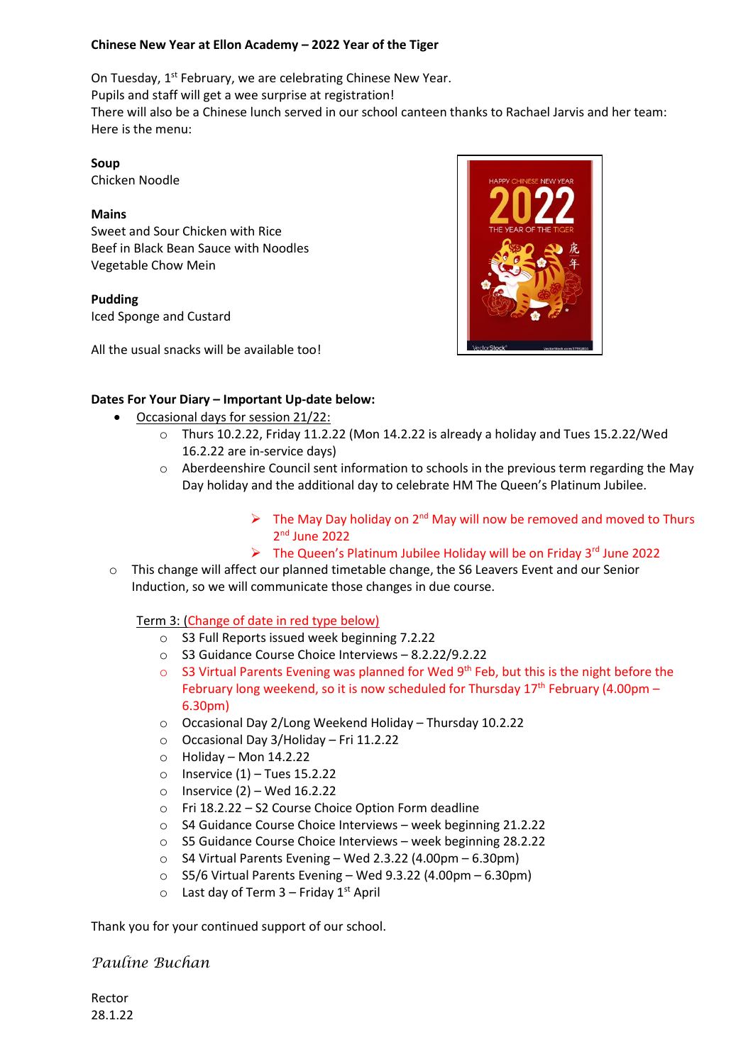**Chinese New Year at Ellon Academy – 2022 Year of the Tiger**

On Tuesday, 1st February, we are celebrating Chinese New Year.
Pupils and staff will get a wee surprise at registration!
There will also be a Chinese lunch served in our school canteen thanks to Rachael Jarvis and her team:
Here is the menu:

**Soup**
Chicken Noodle

**Mains**
Sweet and Sour Chicken with Rice
Beef in Black Bean Sauce with Noodles
Vegetable Chow Mein

**Pudding**
Iced Sponge and Custard

All the usual snacks will be available too!

**Dates For Your Diary – Important Up-date below:**

- Occasional days for session 21/22:
  - Thurs 10.2.22, Friday 11.2.22 (Mon 14.2.22 is already a holiday and Tues 15.2.22/Wed 16.2.22 are in-service days)
  - Aberdeenshire Council sent information to schools in the previous term regarding the May Day holiday and the additional day to celebrate HM The Queen's Platinum Jubilee.
    - The May Day holiday on 2nd May will now be removed and moved to Thurs 2nd June 2022
    - The Queen's Platinum Jubilee Holiday will be on Friday 3rd June 2022
  - This change will affect our planned timetable change, the S6 Leavers Event and our Senior Induction, so we will communicate those changes in due course.

Term 3: (Change of date in red type below)

- S3 Full Reports issued week beginning 7.2.22
- S3 Guidance Course Choice Interviews – 8.2.22/9.2.22
- S3 Virtual Parents Evening was planned for Wed 9th Feb, but this is the night before the February long weekend, so it is now scheduled for Thursday 17th February (4.00pm – 6.30pm)
- Occasional Day 2/Long Weekend Holiday – Thursday 10.2.22
- Occasional Day 3/Holiday – Fri 11.2.22
- Holiday – Mon 14.2.22
- Inservice (1) – Tues 15.2.22
- Inservice (2) – Wed 16.2.22
- Fri 18.2.22 – S2 Course Choice Option Form deadline
- S4 Guidance Course Choice Interviews – week beginning 21.2.22
- S5 Guidance Course Choice Interviews – week beginning 28.2.22
- S4 Virtual Parents Evening – Wed 2.3.22 (4.00pm – 6.30pm)
- S5/6 Virtual Parents Evening – Wed 9.3.22 (4.00pm – 6.30pm)
- Last day of Term 3 – Friday 1st April

Thank you for your continued support of our school.

*Pauline Buchan*

Rector
28.1.22